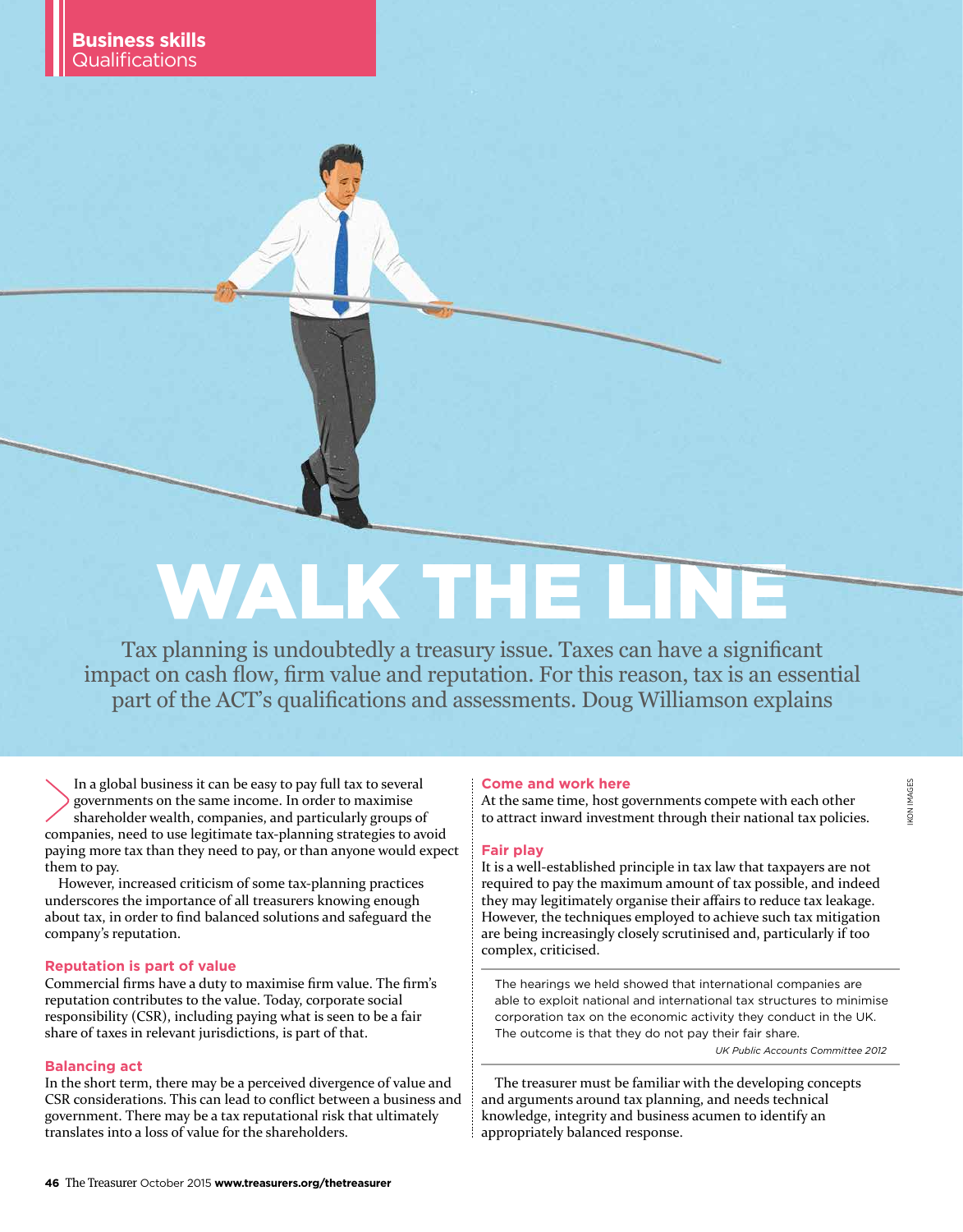Business skills
Qualifications

# WALK THE LINE

Tax planning is undoubtedly a treasury issue. Taxes can have a significant impact on cash flow, firm value and reputation. For this reason, tax is an essential part of the ACT's qualifications and assessments. Doug Williamson explains

In a global business it can be easy to pay full tax to several governments on the same income. In order to maximise shareholder wealth, companies, and particularly groups of companies, need to use legitimate tax-planning strategies to avoid paying more tax than they need to pay, or than anyone would expect them to pay.

However, increased criticism of some tax-planning practices underscores the importance of all treasurers knowing enough about tax, in order to find balanced solutions and safeguard the company's reputation.

### Reputation is part of value

Commercial firms have a duty to maximise firm value. The firm's reputation contributes to the value. Today, corporate social responsibility (CSR), including paying what is seen to be a fair share of taxes in relevant jurisdictions, is part of that.

### Balancing act

In the short term, there may be a perceived divergence of value and CSR considerations. This can lead to conflict between a business and government. There may be a tax reputational risk that ultimately translates into a loss of value for the shareholders.

### Come and work here

At the same time, host governments compete with each other to attract inward investment through their national tax policies.

### Fair play

It is a well-established principle in tax law that taxpayers are not required to pay the maximum amount of tax possible, and indeed they may legitimately organise their affairs to reduce tax leakage. However, the techniques employed to achieve such tax mitigation are being increasingly closely scrutinised and, particularly if too complex, criticised.

> The hearings we held showed that international companies are able to exploit national and international tax structures to minimise corporation tax on the economic activity they conduct in the UK. The outcome is that they do not pay their fair share.
>
> *UK Public Accounts Committee 2012*

The treasurer must be familiar with the developing concepts and arguments around tax planning, and needs technical knowledge, integrity and business acumen to identify an appropriately balanced response.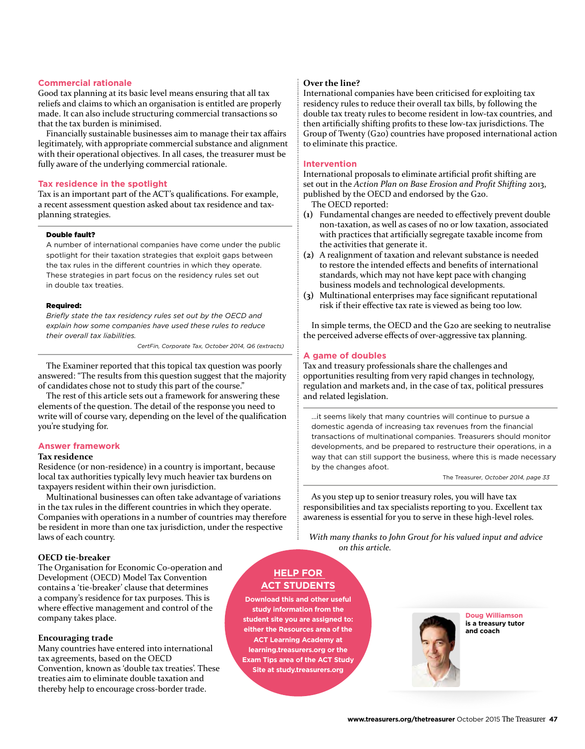## Commercial rationale

Good tax planning at its basic level means ensuring that all tax reliefs and claims to which an organisation is entitled are properly made. It can also include structuring commercial transactions so that the tax burden is minimised.

Financially sustainable businesses aim to manage their tax affairs legitimately, with appropriate commercial substance and alignment with their operational objectives. In all cases, the treasurer must be fully aware of the underlying commercial rationale.

## Tax residence in the spotlight

Tax is an important part of the ACT's qualifications. For example, a recent assessment question asked about tax residence and tax-planning strategies.

> **Double fault?**
>
> A number of international companies have come under the public spotlight for their taxation strategies that exploit gaps between the tax rules in the different countries in which they operate. These strategies in part focus on the residency rules set out in double tax treaties.
>
> **Required:**
>
> *Briefly state the tax residency rules set out by the OECD and explain how some companies have used these rules to reduce their overall tax liabilities.*
>
> *CertFin, Corporate Tax, October 2014, Q6 (extracts)*

The Examiner reported that this topical tax question was poorly answered: "The results from this question suggest that the majority of candidates chose not to study this part of the course."

The rest of this article sets out a framework for answering these elements of the question. The detail of the response you need to write will of course vary, depending on the level of the qualification you're studying for.

## Answer framework

### Tax residence

Residence (or non-residence) in a country is important, because local tax authorities typically levy much heavier tax burdens on taxpayers resident within their own jurisdiction.

Multinational businesses can often take advantage of variations in the tax rules in the different countries in which they operate. Companies with operations in a number of countries may therefore be resident in more than one tax jurisdiction, under the respective laws of each country.

### OECD tie-breaker

The Organisation for Economic Co-operation and Development (OECD) Model Tax Convention contains a 'tie-breaker' clause that determines a company's residence for tax purposes. This is where effective management and control of the company takes place.

### Encouraging trade

Many countries have entered into international tax agreements, based on the OECD Convention, known as 'double tax treaties'. These treaties aim to eliminate double taxation and thereby help to encourage cross-border trade.

### Over the line?

International companies have been criticised for exploiting tax residency rules to reduce their overall tax bills, by following the double tax treaty rules to become resident in low-tax countries, and then artificially shifting profits to these low-tax jurisdictions. The Group of Twenty (G20) countries have proposed international action to eliminate this practice.

## Intervention

International proposals to eliminate artificial profit shifting are set out in the *Action Plan on Base Erosion and Profit Shifting* 2013, published by the OECD and endorsed by the G20.

The OECD reported:

(1) Fundamental changes are needed to effectively prevent double non-taxation, as well as cases of no or low taxation, associated with practices that artificially segregate taxable income from the activities that generate it.

(2) A realignment of taxation and relevant substance is needed to restore the intended effects and benefits of international standards, which may not have kept pace with changing business models and technological developments.

(3) Multinational enterprises may face significant reputational risk if their effective tax rate is viewed as being too low.

In simple terms, the OECD and the G20 are seeking to neutralise the perceived adverse effects of over-aggressive tax planning.

## A game of doubles

Tax and treasury professionals share the challenges and opportunities resulting from very rapid changes in technology, regulation and markets and, in the case of tax, political pressures and related legislation.

> ...it seems likely that many countries will continue to pursue a domestic agenda of increasing tax revenues from the financial transactions of multinational companies. Treasurers should monitor developments, and be prepared to restructure their operations, in a way that can still support the business, where this is made necessary by the changes afoot.
>
> The Treasurer, *October 2014, page 33*

As you step up to senior treasury roles, you will have tax responsibilities and tax specialists reporting to you. Excellent tax awareness is essential for you to serve in these high-level roles.

*With many thanks to John Grout for his valued input and advice on this article.*

**HELP FOR ACT STUDENTS**

**Download this and other useful study information from the student site you are assigned to: either the Resources area of the ACT Learning Academy at learning.treasurers.org or the Exam Tips area of the ACT Study Site at study.treasurers.org**

**Doug Williamson is a treasury tutor and coach**